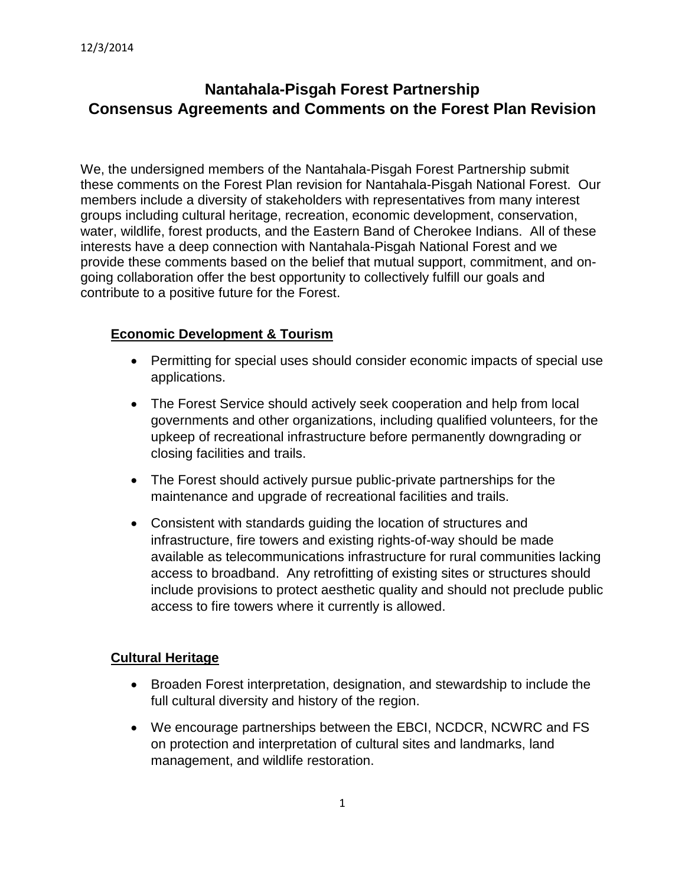12/3/2014

# Nantahala-Pisgah Forest Partnership
# Consensus Agreements and Comments on the Forest Plan Revision

We, the undersigned members of the Nantahala-Pisgah Forest Partnership submit these comments on the Forest Plan revision for Nantahala-Pisgah National Forest. Our members include a diversity of stakeholders with representatives from many interest groups including cultural heritage, recreation, economic development, conservation, water, wildlife, forest products, and the Eastern Band of Cherokee Indians. All of these interests have a deep connection with Nantahala-Pisgah National Forest and we provide these comments based on the belief that mutual support, commitment, and on-going collaboration offer the best opportunity to collectively fulfill our goals and contribute to a positive future for the Forest.

## Economic Development & Tourism

- Permitting for special uses should consider economic impacts of special use applications.
- The Forest Service should actively seek cooperation and help from local governments and other organizations, including qualified volunteers, for the upkeep of recreational infrastructure before permanently downgrading or closing facilities and trails.
- The Forest should actively pursue public-private partnerships for the maintenance and upgrade of recreational facilities and trails.
- Consistent with standards guiding the location of structures and infrastructure, fire towers and existing rights-of-way should be made available as telecommunications infrastructure for rural communities lacking access to broadband. Any retrofitting of existing sites or structures should include provisions to protect aesthetic quality and should not preclude public access to fire towers where it currently is allowed.

## Cultural Heritage

- Broaden Forest interpretation, designation, and stewardship to include the full cultural diversity and history of the region.
- We encourage partnerships between the EBCI, NCDCR, NCWRC and FS on protection and interpretation of cultural sites and landmarks, land management, and wildlife restoration.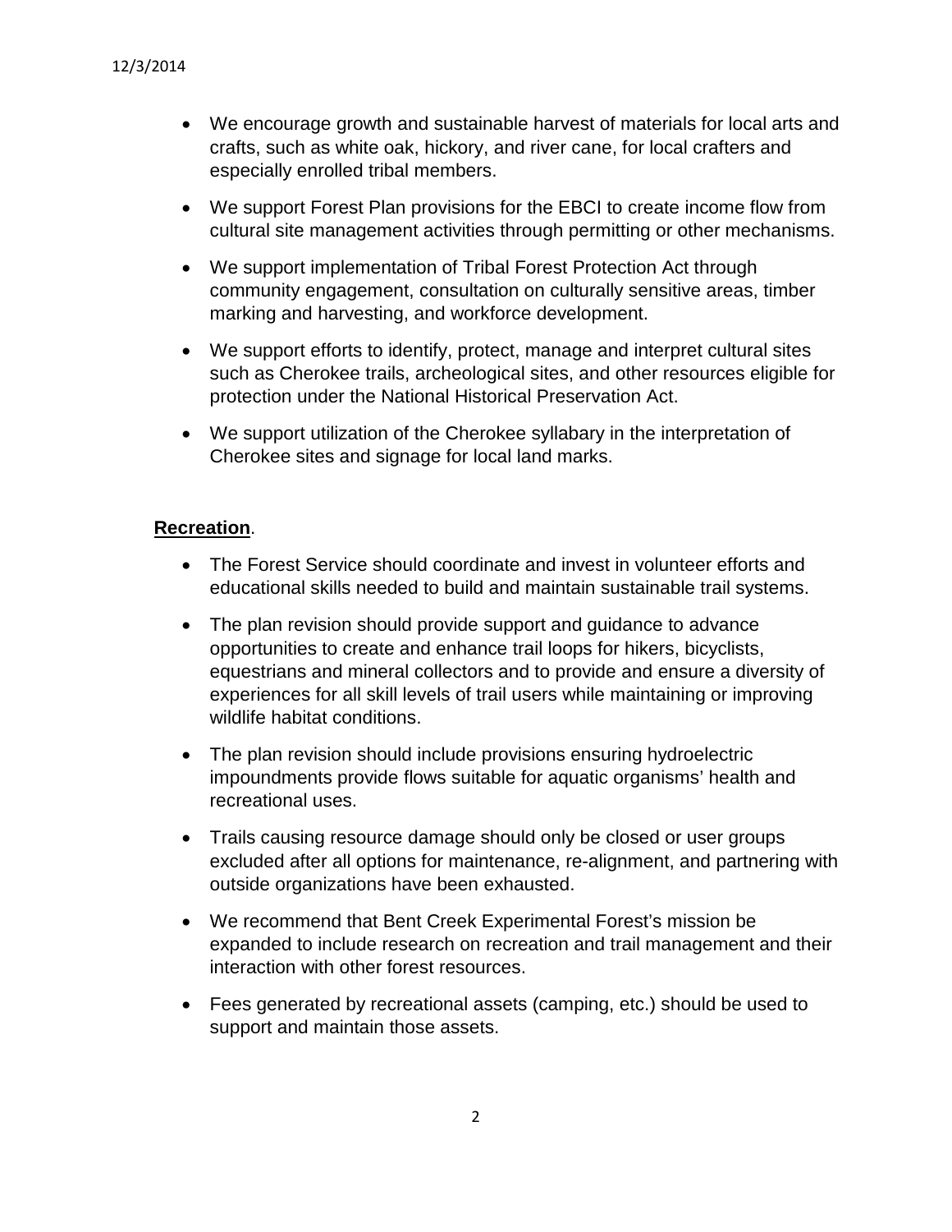- We encourage growth and sustainable harvest of materials for local arts and crafts, such as white oak, hickory, and river cane, for local crafters and especially enrolled tribal members.
- We support Forest Plan provisions for the EBCI to create income flow from cultural site management activities through permitting or other mechanisms.
- We support implementation of Tribal Forest Protection Act through community engagement, consultation on culturally sensitive areas, timber marking and harvesting, and workforce development.
- We support efforts to identify, protect, manage and interpret cultural sites such as Cherokee trails, archeological sites, and other resources eligible for protection under the National Historical Preservation Act.
- We support utilization of the Cherokee syllabary in the interpretation of Cherokee sites and signage for local land marks.

**Recreation**.

- The Forest Service should coordinate and invest in volunteer efforts and educational skills needed to build and maintain sustainable trail systems.
- The plan revision should provide support and guidance to advance opportunities to create and enhance trail loops for hikers, bicyclists, equestrians and mineral collectors and to provide and ensure a diversity of experiences for all skill levels of trail users while maintaining or improving wildlife habitat conditions.
- The plan revision should include provisions ensuring hydroelectric impoundments provide flows suitable for aquatic organisms' health and recreational uses.
- Trails causing resource damage should only be closed or user groups excluded after all options for maintenance, re-alignment, and partnering with outside organizations have been exhausted.
- We recommend that Bent Creek Experimental Forest's mission be expanded to include research on recreation and trail management and their interaction with other forest resources.
- Fees generated by recreational assets (camping, etc.) should be used to support and maintain those assets.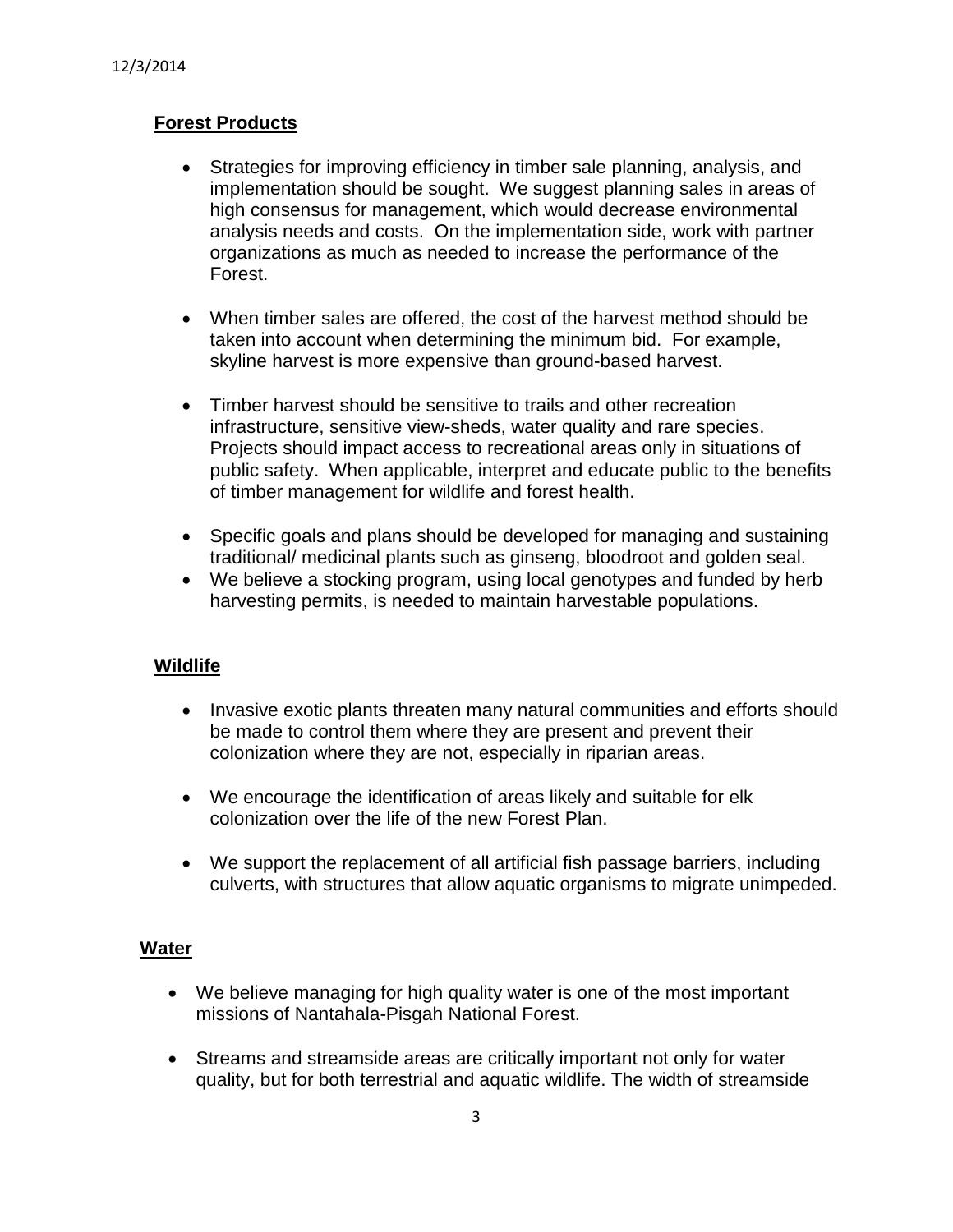## Forest Products

- Strategies for improving efficiency in timber sale planning, analysis, and implementation should be sought. We suggest planning sales in areas of high consensus for management, which would decrease environmental analysis needs and costs. On the implementation side, work with partner organizations as much as needed to increase the performance of the Forest.

- When timber sales are offered, the cost of the harvest method should be taken into account when determining the minimum bid. For example, skyline harvest is more expensive than ground-based harvest.

- Timber harvest should be sensitive to trails and other recreation infrastructure, sensitive view-sheds, water quality and rare species. Projects should impact access to recreational areas only in situations of public safety. When applicable, interpret and educate public to the benefits of timber management for wildlife and forest health.

- Specific goals and plans should be developed for managing and sustaining traditional/ medicinal plants such as ginseng, bloodroot and golden seal.
- We believe a stocking program, using local genotypes and funded by herb harvesting permits, is needed to maintain harvestable populations.

## Wildlife

- Invasive exotic plants threaten many natural communities and efforts should be made to control them where they are present and prevent their colonization where they are not, especially in riparian areas.

- We encourage the identification of areas likely and suitable for elk colonization over the life of the new Forest Plan.

- We support the replacement of all artificial fish passage barriers, including culverts, with structures that allow aquatic organisms to migrate unimpeded.

## Water

- We believe managing for high quality water is one of the most important missions of Nantahala-Pisgah National Forest.

- Streams and streamside areas are critically important not only for water quality, but for both terrestrial and aquatic wildlife. The width of streamside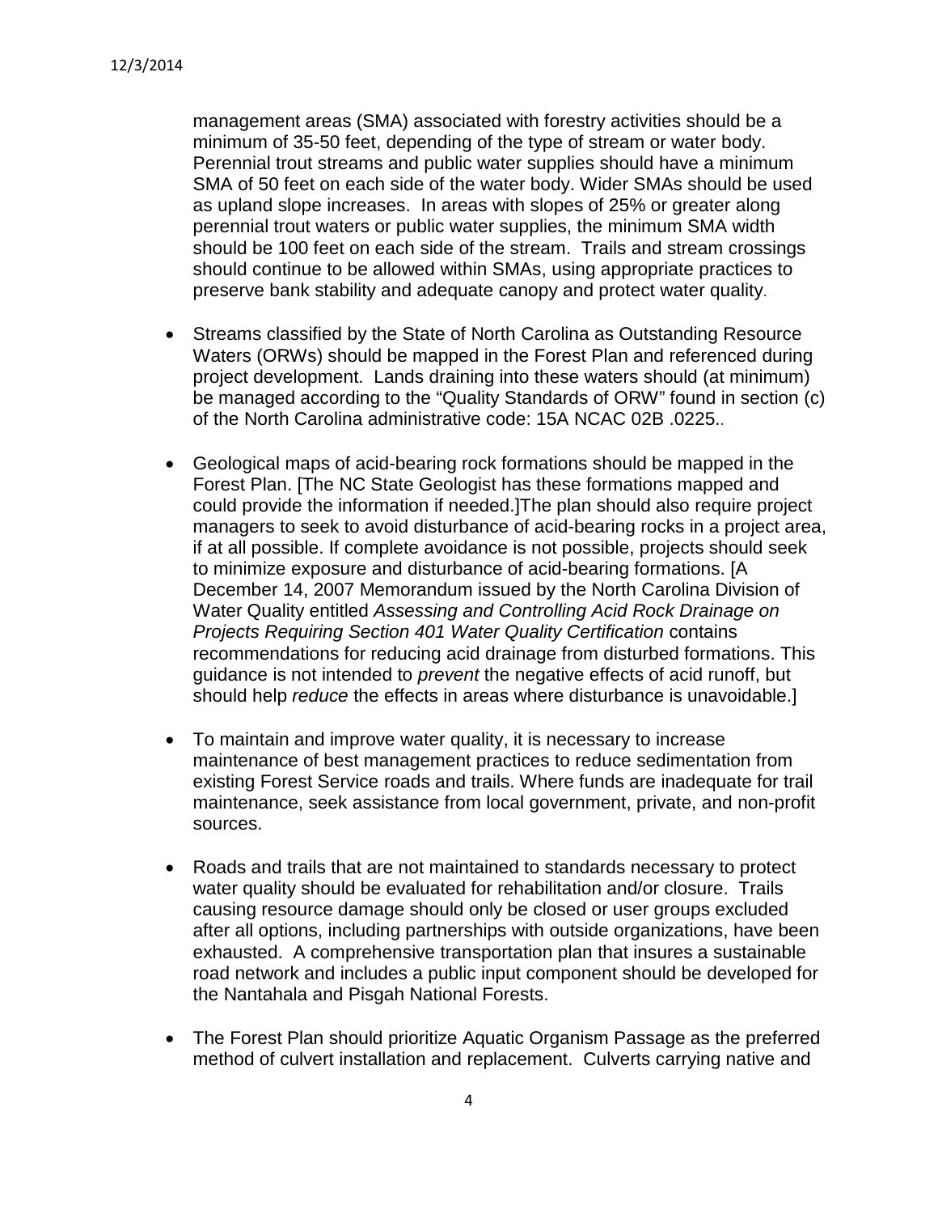management areas (SMA) associated with forestry activities should be a minimum of 35-50 feet, depending of the type of stream or water body. Perennial trout streams and public water supplies should have a minimum SMA of 50 feet on each side of the water body. Wider SMAs should be used as upland slope increases. In areas with slopes of 25% or greater along perennial trout waters or public water supplies, the minimum SMA width should be 100 feet on each side of the stream. Trails and stream crossings should continue to be allowed within SMAs, using appropriate practices to preserve bank stability and adequate canopy and protect water quality.

- Streams classified by the State of North Carolina as Outstanding Resource Waters (ORWs) should be mapped in the Forest Plan and referenced during project development. Lands draining into these waters should (at minimum) be managed according to the "Quality Standards of ORW" found in section (c) of the North Carolina administrative code: 15A NCAC 02B .0225..

- Geological maps of acid-bearing rock formations should be mapped in the Forest Plan. [The NC State Geologist has these formations mapped and could provide the information if needed.]The plan should also require project managers to seek to avoid disturbance of acid-bearing rocks in a project area, if at all possible. If complete avoidance is not possible, projects should seek to minimize exposure and disturbance of acid-bearing formations. [A December 14, 2007 Memorandum issued by the North Carolina Division of Water Quality entitled *Assessing and Controlling Acid Rock Drainage on Projects Requiring Section 401 Water Quality Certification* contains recommendations for reducing acid drainage from disturbed formations. This guidance is not intended to *prevent* the negative effects of acid runoff, but should help *reduce* the effects in areas where disturbance is unavoidable.]

- To maintain and improve water quality, it is necessary to increase maintenance of best management practices to reduce sedimentation from existing Forest Service roads and trails. Where funds are inadequate for trail maintenance, seek assistance from local government, private, and non-profit sources.

- Roads and trails that are not maintained to standards necessary to protect water quality should be evaluated for rehabilitation and/or closure. Trails causing resource damage should only be closed or user groups excluded after all options, including partnerships with outside organizations, have been exhausted. A comprehensive transportation plan that insures a sustainable road network and includes a public input component should be developed for the Nantahala and Pisgah National Forests.

- The Forest Plan should prioritize Aquatic Organism Passage as the preferred method of culvert installation and replacement. Culverts carrying native and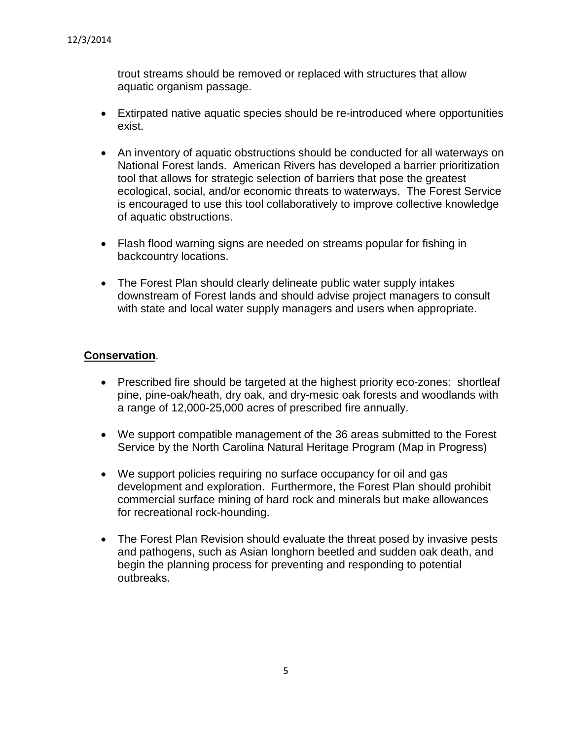trout streams should be removed or replaced with structures that allow aquatic organism passage.

- Extirpated native aquatic species should be re-introduced where opportunities exist.
- An inventory of aquatic obstructions should be conducted for all waterways on National Forest lands. American Rivers has developed a barrier prioritization tool that allows for strategic selection of barriers that pose the greatest ecological, social, and/or economic threats to waterways. The Forest Service is encouraged to use this tool collaboratively to improve collective knowledge of aquatic obstructions.
- Flash flood warning signs are needed on streams popular for fishing in backcountry locations.
- The Forest Plan should clearly delineate public water supply intakes downstream of Forest lands and should advise project managers to consult with state and local water supply managers and users when appropriate.

**Conservation**.

- Prescribed fire should be targeted at the highest priority eco-zones: shortleaf pine, pine-oak/heath, dry oak, and dry-mesic oak forests and woodlands with a range of 12,000-25,000 acres of prescribed fire annually.
- We support compatible management of the 36 areas submitted to the Forest Service by the North Carolina Natural Heritage Program (Map in Progress)
- We support policies requiring no surface occupancy for oil and gas development and exploration. Furthermore, the Forest Plan should prohibit commercial surface mining of hard rock and minerals but make allowances for recreational rock-hounding.
- The Forest Plan Revision should evaluate the threat posed by invasive pests and pathogens, such as Asian longhorn beetled and sudden oak death, and begin the planning process for preventing and responding to potential outbreaks.